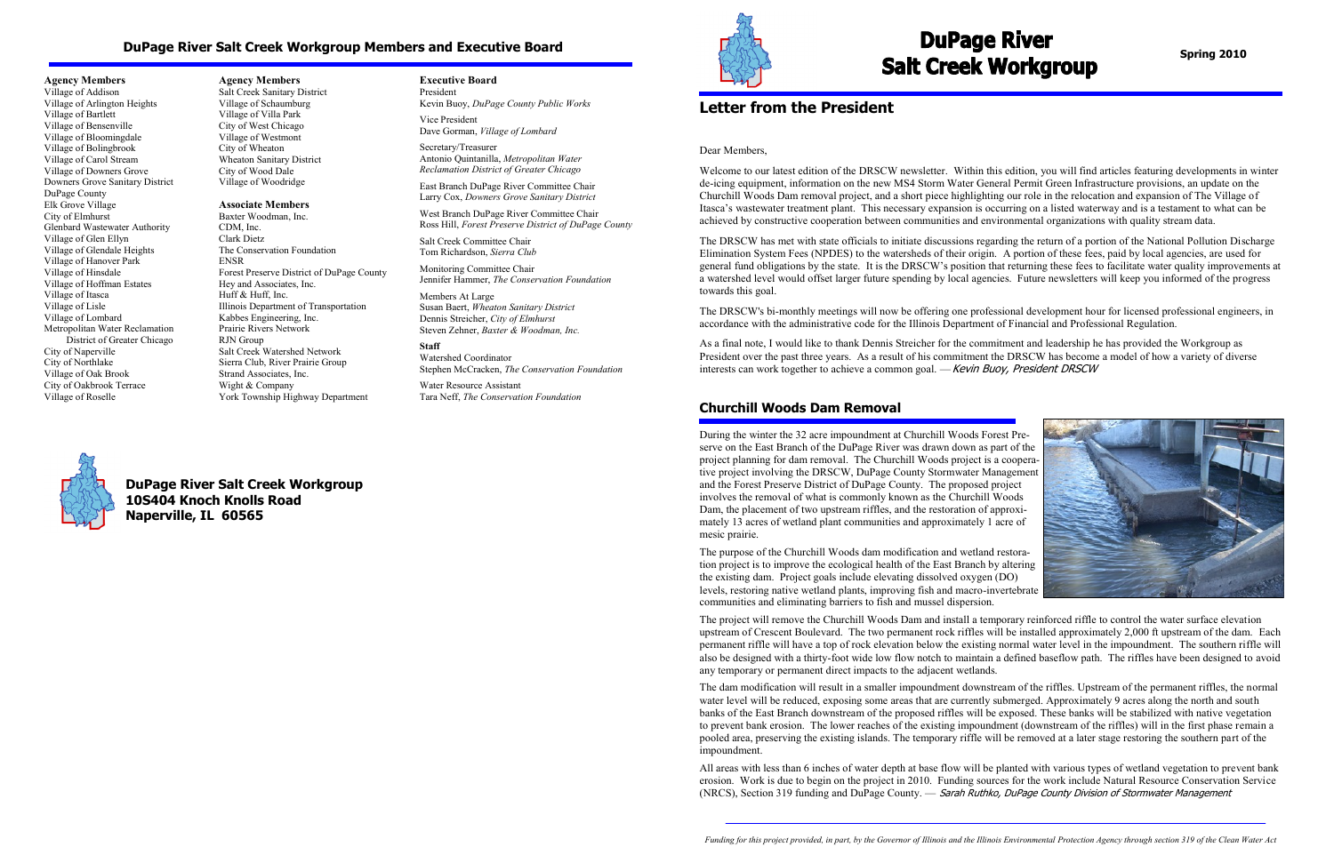## DuPage River Salt Creek Workgroup Members and Executive Board

**Agency Members**
Village of Addison
Village of Arlington Heights
Village of Bartlett
Village of Bensenville
Village of Bloomingdale
Village of Bolingbrook
Village of Carol Stream
Village of Downers Grove
Downers Grove Sanitary District
DuPage County
Elk Grove Village
City of Elmhurst
Glenbard Wastewater Authority
Village of Glen Ellyn
Village of Glendale Heights
Village of Hanover Park
Village of Hinsdale
Village of Hoffman Estates
Village of Itasca
Village of Lisle
Village of Lombard
Metropolitan Water Reclamation District of Greater Chicago
City of Naperville
City of Northlake
Village of Oak Brook
City of Oakbrook Terrace
Village of Roselle

**Agency Members**
Salt Creek Sanitary District
Village of Schaumburg
Village of Villa Park
City of West Chicago
Village of Westmont
City of Wheaton
Wheaton Sanitary District
City of Wood Dale
Village of Woodridge

**Associate Members**
Baxter Woodman, Inc.
CDM, Inc.
Clark Dietz
The Conservation Foundation
ENSR
Forest Preserve District of DuPage County
Hey and Associates, Inc.
Huff & Huff, Inc.
Illinois Department of Transportation
Kabbes Engineering, Inc.
Prairie Rivers Network
RJN Group
Salt Creek Watershed Network
Sierra Club, River Prairie Group
Strand Associates, Inc.
Wight & Company
York Township Highway Department

**Executive Board**

President
Kevin Buoy, *DuPage County Public Works*

Vice President
Dave Gorman, *Village of Lombard*

Secretary/Treasurer
Antonio Quintanilla, *Metropolitan Water Reclamation District of Greater Chicago*

East Branch DuPage River Committee Chair
Larry Cox, *Downers Grove Sanitary District*

West Branch DuPage River Committee Chair
Ross Hill, *Forest Preserve District of DuPage County*

Salt Creek Committee Chair
Tom Richardson, *Sierra Club*

Monitoring Committee Chair
Jennifer Hammer, *The Conservation Foundation*

Members At Large
Susan Baert, *Wheaton Sanitary District*
Dennis Streicher, *City of Elmhurst*
Steven Zehner, *Baxter & Woodman, Inc.*

**Staff**

Watershed Coordinator
Stephen McCracken, *The Conservation Foundation*

Water Resource Assistant
Tara Neff, *The Conservation Foundation*

**DuPage River Salt Creek Workgroup**
**10S404 Knoch Knolls Road**
**Naperville, IL 60565**

# DuPage River Salt Creek Workgroup

**Spring 2010**

## Letter from the President

Dear Members,

Welcome to our latest edition of the DRSCW newsletter. Within this edition, you will find articles featuring developments in winter de-icing equipment, information on the new MS4 Storm Water General Permit Green Infrastructure provisions, an update on the Churchill Woods Dam removal project, and a short piece highlighting our role in the relocation and expansion of The Village of Itasca's wastewater treatment plant. This necessary expansion is occurring on a listed waterway and is a testament to what can be achieved by constructive cooperation between communities and environmental organizations with quality stream data.

The DRSCW has met with state officials to initiate discussions regarding the return of a portion of the National Pollution Discharge Elimination System Fees (NPDES) to the watersheds of their origin. A portion of these fees, paid by local agencies, are used for general fund obligations by the state. It is the DRSCW's position that returning these fees to facilitate water quality improvements at a watershed level would offset larger future spending by local agencies. Future newsletters will keep you informed of the progress towards this goal.

The DRSCW's bi-monthly meetings will now be offering one professional development hour for licensed professional engineers, in accordance with the administrative code for the Illinois Department of Financial and Professional Regulation.

As a final note, I would like to thank Dennis Streicher for the commitment and leadership he has provided the Workgroup as President over the past three years. As a result of his commitment the DRSCW has become a model of how a variety of diverse interests can work together to achieve a common goal. — *Kevin Buoy, President DRSCW*

## Churchill Woods Dam Removal

During the winter the 32 acre impoundment at Churchill Woods Forest Preserve on the East Branch of the DuPage River was drawn down as part of the project planning for dam removal. The Churchill Woods project is a cooperative project involving the DRSCW, DuPage County Stormwater Management and the Forest Preserve District of DuPage County. The proposed project involves the removal of what is commonly known as the Churchill Woods Dam, the placement of two upstream riffles, and the restoration of approximately 13 acres of wetland plant communities and approximately 1 acre of mesic prairie.

The purpose of the Churchill Woods dam modification and wetland restoration project is to improve the ecological health of the East Branch by altering the existing dam. Project goals include elevating dissolved oxygen (DO) levels, restoring native wetland plants, improving fish and macro-invertebrate communities and eliminating barriers to fish and mussel dispersion.

The project will remove the Churchill Woods Dam and install a temporary reinforced riffle to control the water surface elevation upstream of Crescent Boulevard. The two permanent rock riffles will be installed approximately 2,000 ft upstream of the dam. Each permanent riffle will have a top of rock elevation below the existing normal water level in the impoundment. The southern riffle will also be designed with a thirty-foot wide low flow notch to maintain a defined baseflow path. The riffles have been designed to avoid any temporary or permanent direct impacts to the adjacent wetlands.

The dam modification will result in a smaller impoundment downstream of the riffles. Upstream of the permanent riffles, the normal water level will be reduced, exposing some areas that are currently submerged. Approximately 9 acres along the north and south banks of the East Branch downstream of the proposed riffles will be exposed. These banks will be stabilized with native vegetation to prevent bank erosion. The lower reaches of the existing impoundment (downstream of the riffles) will in the first phase remain a pooled area, preserving the existing islands. The temporary riffle will be removed at a later stage restoring the southern part of the impoundment.

All areas with less than 6 inches of water depth at base flow will be planted with various types of wetland vegetation to prevent bank erosion. Work is due to begin on the project in 2010. Funding sources for the work include Natural Resource Conservation Service (NRCS), Section 319 funding and DuPage County. — *Sarah Ruthko, DuPage County Division of Stormwater Management*

*Funding for this project provided, in part, by the Governor of Illinois and the Illinois Environmental Protection Agency through section 319 of the Clean Water Act*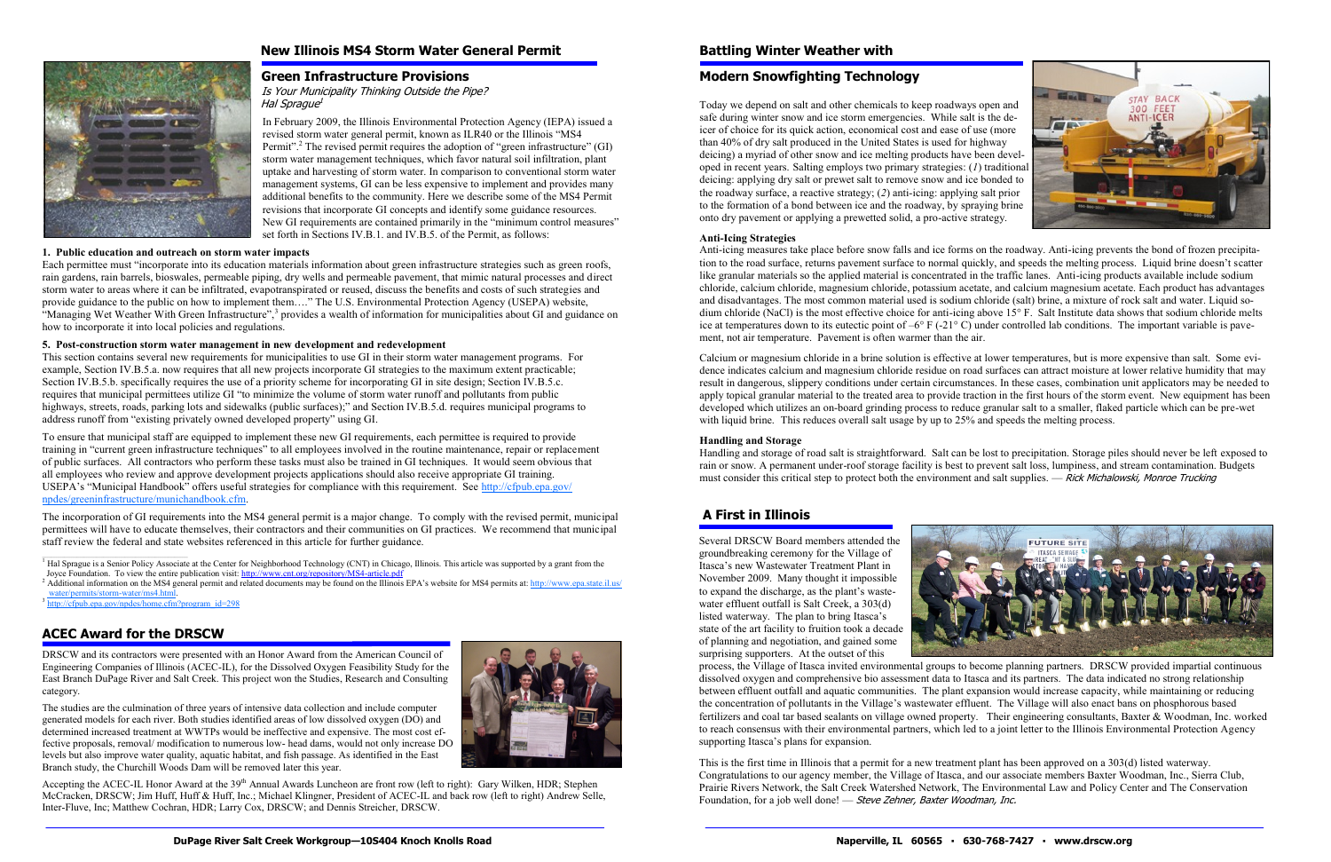## New Illinois MS4 Storm Water General Permit

### Green Infrastructure Provisions

*Is Your Municipality Thinking Outside the Pipe?*
*Hal Sprague*[1]

In February 2009, the Illinois Environmental Protection Agency (IEPA) issued a revised storm water general permit, known as ILR40 or the Illinois "MS4 Permit".[2] The revised permit requires the adoption of "green infrastructure" (GI) storm water management techniques, which favor natural soil infiltration, plant uptake and harvesting of storm water. In comparison to conventional storm water management systems, GI can be less expensive to implement and provides many additional benefits to the community. Here we describe some of the MS4 Permit revisions that incorporate GI concepts and identify some guidance resources. New GI requirements are contained primarily in the "minimum control measures" set forth in Sections IV.B.1. and IV.B.5. of the Permit, as follows:

**1. Public education and outreach on storm water impacts**

Each permittee must "incorporate into its education materials information about green infrastructure strategies such as green roofs, rain gardens, rain barrels, bioswales, permeable piping, dry wells and permeable pavement, that mimic natural processes and direct storm water to areas where it can be infiltrated, evapotranspirated or reused, discuss the benefits and costs of such strategies and provide guidance to the public on how to implement them…." The U.S. Environmental Protection Agency (USEPA) website, "Managing Wet Weather With Green Infrastructure",[3] provides a wealth of information for municipalities about GI and guidance on how to incorporate it into local policies and regulations.

**5. Post-construction storm water management in new development and redevelopment**

This section contains several new requirements for municipalities to use GI in their storm water management programs. For example, Section IV.B.5.a. now requires that all new projects incorporate GI strategies to the maximum extent practicable; Section IV.B.5.b. specifically requires the use of a priority scheme for incorporating GI in site design; Section IV.B.5.c. requires that municipal permittees utilize GI "to minimize the volume of storm water runoff and pollutants from public highways, streets, roads, parking lots and sidewalks (public surfaces);" and Section IV.B.5.d. requires municipal programs to address runoff from "existing privately owned developed property" using GI.

To ensure that municipal staff are equipped to implement these new GI requirements, each permittee is required to provide training in "current green infrastructure techniques" to all employees involved in the routine maintenance, repair or replacement of public surfaces. All contractors who perform these tasks must also be trained in GI techniques. It would seem obvious that all employees who review and approve development projects applications should also receive appropriate GI training. USEPA's "Municipal Handbook" offers useful strategies for compliance with this requirement. See http://cfpub.epa.gov/npdes/greeninfrastructure/munichandbook.cfm.

The incorporation of GI requirements into the MS4 general permit is a major change. To comply with the revised permit, municipal permittees will have to educate themselves, their contractors and their communities on GI practices. We recommend that municipal staff review the federal and state websites referenced in this article for further guidance.

[1] Hal Sprague is a Senior Policy Associate at the Center for Neighborhood Technology (CNT) in Chicago, Illinois. This article was supported by a grant from the Joyce Foundation. To view the entire publication visit: http://www.cnt.org/repository/MS4-article.pdf

[2] Additional information on the MS4 general permit and related documents may be found on the Illinois EPA's website for MS4 permits at: http://www.epa.state.il.us/water/permits/storm-water/ms4.html.

[3] http://cfpub.epa.gov/npdes/home.cfm?program_id=298

## ACEC Award for the DRSCW

DRSCW and its contractors were presented with an Honor Award from the American Council of Engineering Companies of Illinois (ACEC-IL), for the Dissolved Oxygen Feasibility Study for the East Branch DuPage River and Salt Creek. This project won the Studies, Research and Consulting category.

The studies are the culmination of three years of intensive data collection and include computer generated models for each river. Both studies identified areas of low dissolved oxygen (DO) and determined increased treatment at WWTPs would be ineffective and expensive. The most cost effective proposals, removal/ modification to numerous low- head dams, would not only increase DO levels but also improve water quality, aquatic habitat, and fish passage. As identified in the East Branch study, the Churchill Woods Dam will be removed later this year.

Accepting the ACEC-IL Honor Award at the 39th Annual Awards Luncheon are front row (left to right): Gary Wilken, HDR; Stephen McCracken, DRSCW; Jim Huff, Huff & Huff, Inc.; Michael Klingner, President of ACEC-IL and back row (left to right) Andrew Selle, Inter-Fluve, Inc; Matthew Cochran, HDR; Larry Cox, DRSCW; and Dennis Streicher, DRSCW.

## Battling Winter Weather with Modern Snowfighting Technology

Today we depend on salt and other chemicals to keep roadways open and safe during winter snow and ice storm emergencies. While salt is the deicer of choice for its quick action, economical cost and ease of use (more than 40% of dry salt produced in the United States is used for highway deicing) a myriad of other snow and ice melting products have been developed in recent years. Salting employs two primary strategies: (*1*) traditional deicing: applying dry salt or prewet salt to remove snow and ice bonded to the roadway surface, a reactive strategy; (*2*) anti-icing: applying salt prior to the formation of a bond between ice and the roadway, by spraying brine onto dry pavement or applying a prewetted solid, a pro-active strategy.

**Anti-Icing Strategies**

Anti-icing measures take place before snow falls and ice forms on the roadway. Anti-icing prevents the bond of frozen precipitation to the road surface, returns pavement surface to normal quickly, and speeds the melting process. Liquid brine doesn't scatter like granular materials so the applied material is concentrated in the traffic lanes. Anti-icing products available include sodium chloride, calcium chloride, magnesium chloride, potassium acetate, and calcium magnesium acetate. Each product has advantages and disadvantages. The most common material used is sodium chloride (salt) brine, a mixture of rock salt and water. Liquid sodium chloride ($NaCl$) is the most effective choice for anti-icing above 15° F. Salt Institute data shows that sodium chloride melts ice at temperatures down to its eutectic point of –6° F (-21° C) under controlled lab conditions. The important variable is pavement, not air temperature. Pavement is often warmer than the air.

Calcium or magnesium chloride in a brine solution is effective at lower temperatures, but is more expensive than salt. Some evidence indicates calcium and magnesium chloride residue on road surfaces can attract moisture at lower relative humidity that may result in dangerous, slippery conditions under certain circumstances. In these cases, combination unit applicators may be needed to apply topical granular material to the treated area to provide traction in the first hours of the storm event. New equipment has been developed which utilizes an on-board grinding process to reduce granular salt to a smaller, flaked particle which can be pre-wet with liquid brine. This reduces overall salt usage by up to 25% and speeds the melting process.

**Handling and Storage**

Handling and storage of road salt is straightforward. Salt can be lost to precipitation. Storage piles should never be left exposed to rain or snow. A permanent under-roof storage facility is best to prevent salt loss, lumpiness, and stream contamination. Budgets must consider this critical step to protect both the environment and salt supplies. — *Rick Michalowski, Monroe Trucking*

## A First in Illinois

Several DRSCW Board members attended the groundbreaking ceremony for the Village of Itasca's new Wastewater Treatment Plant in November 2009. Many thought it impossible to expand the discharge, as the plant's wastewater effluent outfall is Salt Creek, a 303(d) listed waterway. The plan to bring Itasca's state of the art facility to fruition took a decade of planning and negotiation, and gained some surprising supporters. At the outset of this process, the Village of Itasca invited environmental groups to become planning partners. DRSCW provided impartial continuous dissolved oxygen and comprehensive bio assessment data to Itasca and its partners. The data indicated no strong relationship between effluent outfall and aquatic communities. The plant expansion would increase capacity, while maintaining or reducing the concentration of pollutants in the Village's wastewater effluent. The Village will also enact bans on phosphorous based fertilizers and coal tar based sealants on village owned property. Their engineering consultants, Baxter & Woodman, Inc. worked to reach consensus with their environmental partners, which led to a joint letter to the Illinois Environmental Protection Agency supporting Itasca's plans for expansion.

This is the first time in Illinois that a permit for a new treatment plant has been approved on a 303(d) listed waterway. Congratulations to our agency member, the Village of Itasca, and our associate members Baxter Woodman, Inc., Sierra Club, Prairie Rivers Network, the Salt Creek Watershed Network, The Environmental Law and Policy Center and The Conservation Foundation, for a job well done! — *Steve Zehner, Baxter Woodman, Inc.*